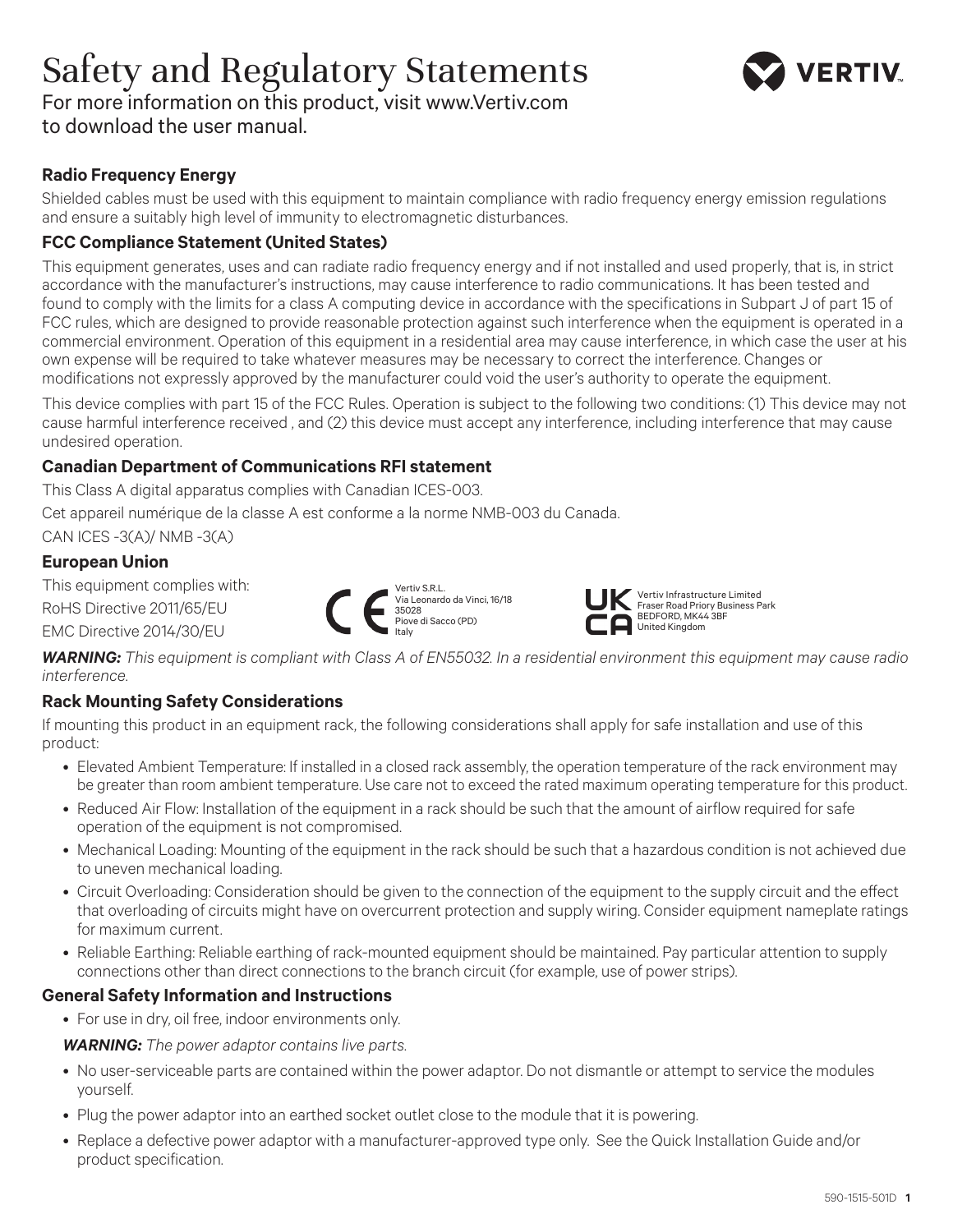# Safety and Regulatory Statements

For more information on this product, visit www.Vertiv.com to download the user manual.

### Radio Frequency Energy

Shielded cables must be used with this equipment to maintain compliance with radio frequency energy emission regulations and ensure a suitably high level of immunity to electromagnetic disturbances.

### FCC Compliance Statement (United States)

This equipment generates, uses and can radiate radio frequency energy and if not installed and used properly, that is, in strict accordance with the manufacturer's instructions, may cause interference to radio communications. It has been tested and found to comply with the limits for a class A computing device in accordance with the specifications in Subpart J of part 15 of FCC rules, which are designed to provide reasonable protection against such interference when the equipment is operated in a commercial environment. Operation of this equipment in a residential area may cause interference, in which case the user at his own expense will be required to take whatever measures may be necessary to correct the interference. Changes or modifications not expressly approved by the manufacturer could void the user's authority to operate the equipment.

This device complies with part 15 of the FCC Rules. Operation is subject to the following two conditions: (1) This device may not cause harmful interference received , and (2) this device must accept any interference, including interference that may cause undesired operation.

### Canadian Department of Communications RFI statement

This Class A digital apparatus complies with Canadian ICES-003.

Cet appareil numérique de la classe A est conforme a la norme NMB-003 du Canada.

CAN ICES -3(A)/ NMB -3(A)

### European Union

This equipment complies with:

RoHS Directive 2011/65/EU

EMC Directive 2014/30/EU

CE — Vertiv S.R.L.
Via Leonardo da Vinci, 16/18
35028
Piove di Sacco (PD)
Italy

UKCA — Vertiv Infrastructure Limited
Fraser Road Priory Business Park
BEDFORD, MK44 3BF
United Kingdom

***WARNING:*** *This equipment is compliant with Class A of EN55032. In a residential environment this equipment may cause radio interference.*

### Rack Mounting Safety Considerations

If mounting this product in an equipment rack, the following considerations shall apply for safe installation and use of this product:

- Elevated Ambient Temperature: If installed in a closed rack assembly, the operation temperature of the rack environment may be greater than room ambient temperature. Use care not to exceed the rated maximum operating temperature for this product.
- Reduced Air Flow: Installation of the equipment in a rack should be such that the amount of airflow required for safe operation of the equipment is not compromised.
- Mechanical Loading: Mounting of the equipment in the rack should be such that a hazardous condition is not achieved due to uneven mechanical loading.
- Circuit Overloading: Consideration should be given to the connection of the equipment to the supply circuit and the effect that overloading of circuits might have on overcurrent protection and supply wiring. Consider equipment nameplate ratings for maximum current.
- Reliable Earthing: Reliable earthing of rack-mounted equipment should be maintained. Pay particular attention to supply connections other than direct connections to the branch circuit (for example, use of power strips).

### General Safety Information and Instructions

- For use in dry, oil free, indoor environments only.

***WARNING:*** *The power adaptor contains live parts.*

- No user-serviceable parts are contained within the power adaptor. Do not dismantle or attempt to service the modules yourself.
- Plug the power adaptor into an earthed socket outlet close to the module that it is powering.
- Replace a defective power adaptor with a manufacturer-approved type only. See the Quick Installation Guide and/or product specification.

590-1515-501D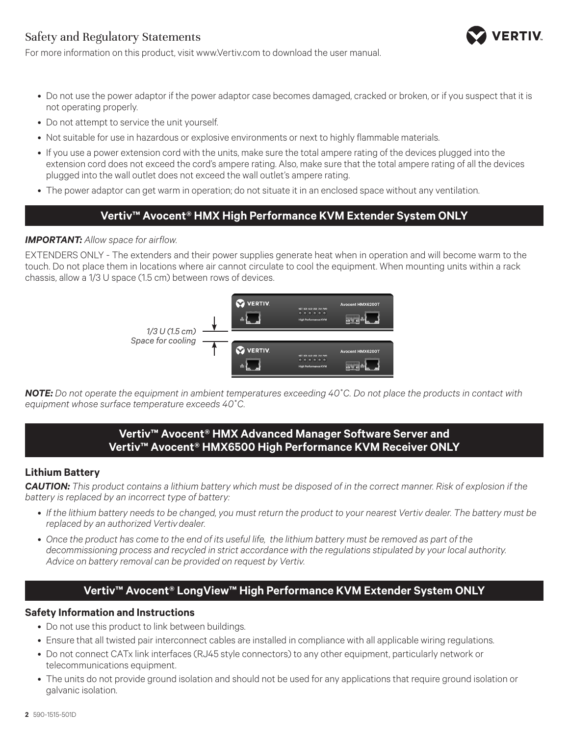# Safety and Regulatory Statements

For more information on this product, visit www.Vertiv.com to download the user manual.

- Do not use the power adaptor if the power adaptor case becomes damaged, cracked or broken, or if you suspect that it is not operating properly.
- Do not attempt to service the unit yourself.
- Not suitable for use in hazardous or explosive environments or next to highly flammable materials.
- If you use a power extension cord with the units, make sure the total ampere rating of the devices plugged into the extension cord does not exceed the cord's ampere rating. Also, make sure that the total ampere rating of all the devices plugged into the wall outlet does not exceed the wall outlet's ampere rating.
- The power adaptor can get warm in operation; do not situate it in an enclosed space without any ventilation.

## Vertiv™ Avocent® HMX High Performance KVM Extender System ONLY

***IMPORTANT:*** *Allow space for airflow.*

EXTENDERS ONLY - The extenders and their power supplies generate heat when in operation and will become warm to the touch. Do not place them in locations where air cannot circulate to cool the equipment. When mounting units within a rack chassis, allow a 1/3 U space (1.5 cm) between rows of devices.

*1/3 U (1.5 cm) Space for cooling*

***NOTE:*** *Do not operate the equipment in ambient temperatures exceeding 40˚C. Do not place the products in contact with equipment whose surface temperature exceeds 40˚C.*

## Vertiv™ Avocent® HMX Advanced Manager Software Server and Vertiv™ Avocent® HMX6500 High Performance KVM Receiver ONLY

### Lithium Battery

***CAUTION:*** *This product contains a lithium battery which must be disposed of in the correct manner. Risk of explosion if the battery is replaced by an incorrect type of battery:*

- *If the lithium battery needs to be changed, you must return the product to your nearest Vertiv dealer. The battery must be replaced by an authorized Vertiv dealer.*
- *Once the product has come to the end of its useful life, the lithium battery must be removed as part of the decommissioning process and recycled in strict accordance with the regulations stipulated by your local authority. Advice on battery removal can be provided on request by Vertiv.*

## Vertiv™ Avocent® LongView™ High Performance KVM Extender System ONLY

### Safety Information and Instructions

- Do not use this product to link between buildings.
- Ensure that all twisted pair interconnect cables are installed in compliance with all applicable wiring regulations.
- Do not connect CATx link interfaces (RJ45 style connectors) to any other equipment, particularly network or telecommunications equipment.
- The units do not provide ground isolation and should not be used for any applications that require ground isolation or galvanic isolation.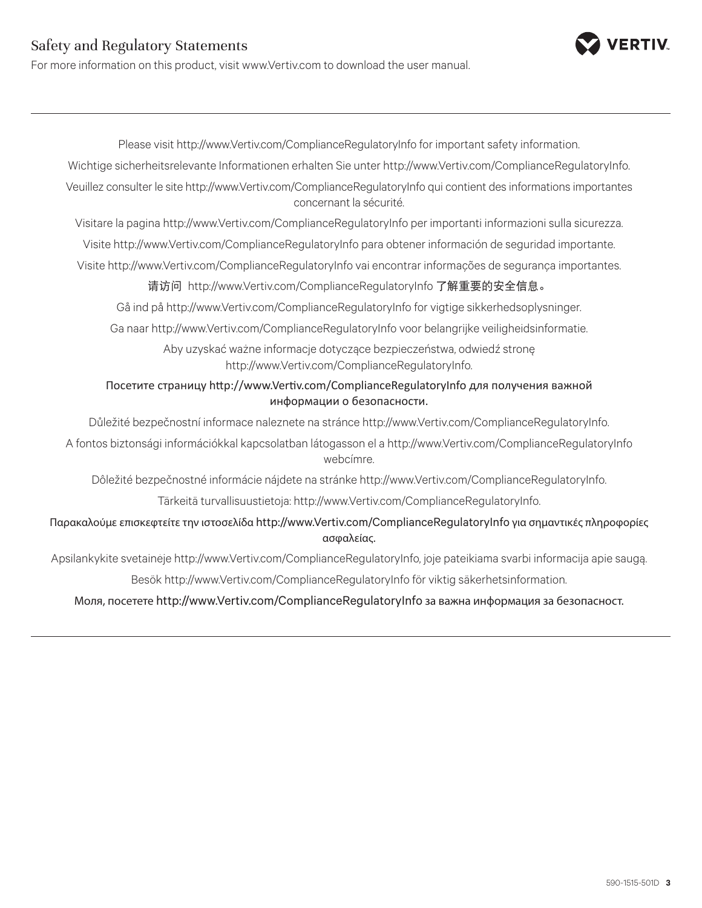# Safety and Regulatory Statements

For more information on this product, visit www.Vertiv.com to download the user manual.

---

Please visit http://www.Vertiv.com/ComplianceRegulatoryInfo for important safety information.

Wichtige sicherheitsrelevante Informationen erhalten Sie unter http://www.Vertiv.com/ComplianceRegulatoryInfo.

Veuillez consulter le site http://www.Vertiv.com/ComplianceRegulatoryInfo qui contient des informations importantes concernant la sécurité.

Visitare la pagina http://www.Vertiv.com/ComplianceRegulatoryInfo per importanti informazioni sulla sicurezza.

Visite http://www.Vertiv.com/ComplianceRegulatoryInfo para obtener información de seguridad importante.

Visite http://www.Vertiv.com/ComplianceRegulatoryInfo vai encontrar informações de segurança importantes.

请访问 http://www.Vertiv.com/ComplianceRegulatoryInfo 了解重要的安全信息。

Gå ind på http://www.Vertiv.com/ComplianceRegulatoryInfo for vigtige sikkerhedsoplysninger.

Ga naar http://www.Vertiv.com/ComplianceRegulatoryInfo voor belangrijke veiligheidsinformatie.

Aby uzyskać ważne informacje dotyczące bezpieczeństwa, odwiedź stronę http://www.Vertiv.com/ComplianceRegulatoryInfo.

Посетите страницу http://www.Vertiv.com/ComplianceRegulatoryInfo для получения важной информации о безопасности.

Důležité bezpečnostní informace naleznete na stránce http://www.Vertiv.com/ComplianceRegulatoryInfo.

A fontos biztonsági információkkal kapcsolatban látogasson el a http://www.Vertiv.com/ComplianceRegulatoryInfo webcímre.

Dôležité bezpečnostné informácie nájdete na stránke http://www.Vertiv.com/ComplianceRegulatoryInfo.

Tärkeitä turvallisuustietoja: http://www.Vertiv.com/ComplianceRegulatoryInfo.

Παρακαλούμε επισκεφτείτε την ιστοσελίδα http://www.Vertiv.com/ComplianceRegulatoryInfo για σημαντικές πληροφορίες ασφαλείας.

Apsilankykite svetainėje http://www.Vertiv.com/ComplianceRegulatoryInfo, joje pateikiama svarbi informacija apie saugą.

Besök http://www.Vertiv.com/ComplianceRegulatoryInfo för viktig säkerhetsinformation.

Моля, посетете http://www.Vertiv.com/ComplianceRegulatoryInfo за важна информация за безопасност.

---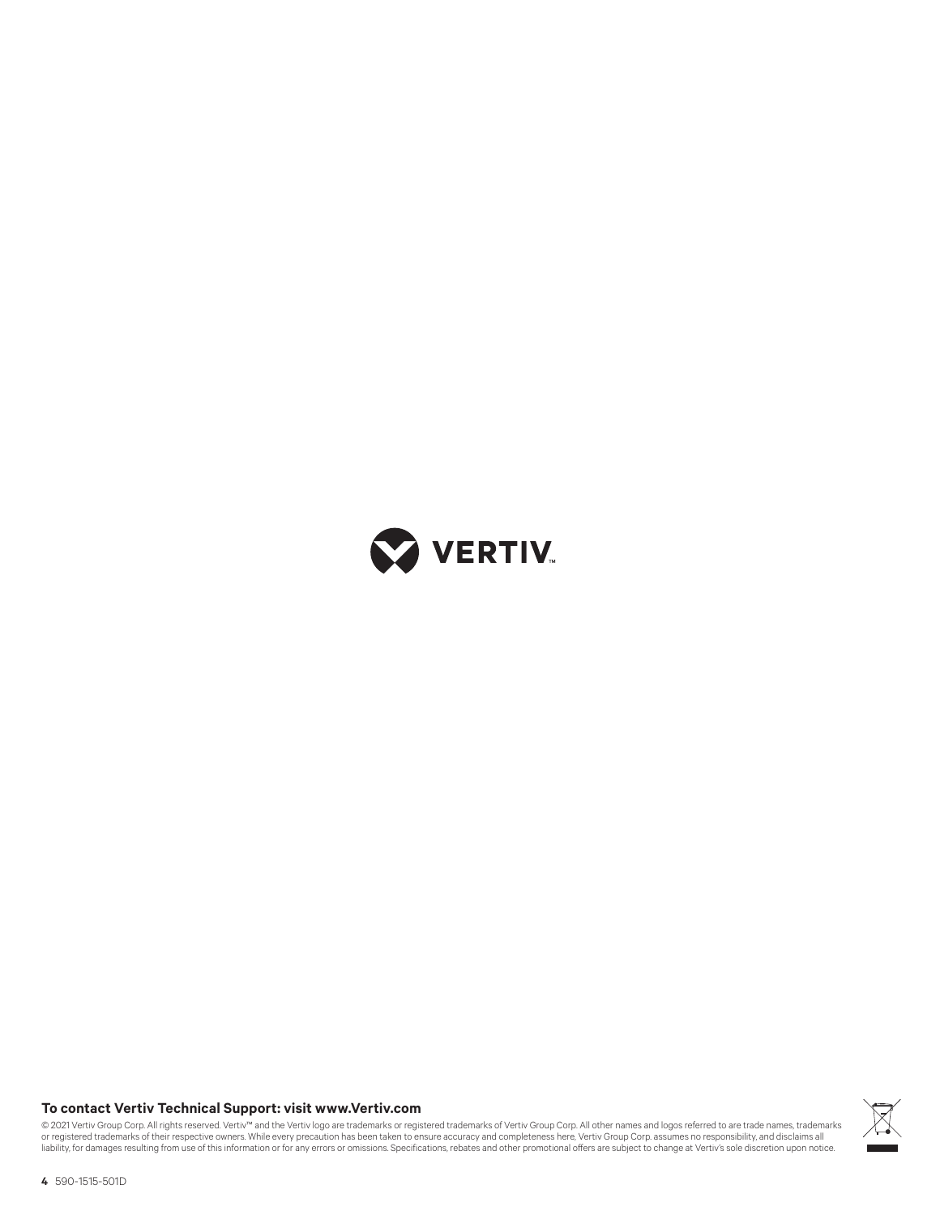**To contact Vertiv Technical Support: visit www.Vertiv.com**

© 2021 Vertiv Group Corp. All rights reserved. Vertiv™ and the Vertiv logo are trademarks or registered trademarks of Vertiv Group Corp. All other names and logos referred to are trade names, trademarks or registered trademarks of their respective owners. While every precaution has been taken to ensure accuracy and completeness here, Vertiv Group Corp. assumes no responsibility, and disclaims all liability, for damages resulting from use of this information or for any errors or omissions. Specifications, rebates and other promotional offers are subject to change at Vertiv's sole discretion upon notice.

590-1515-501D